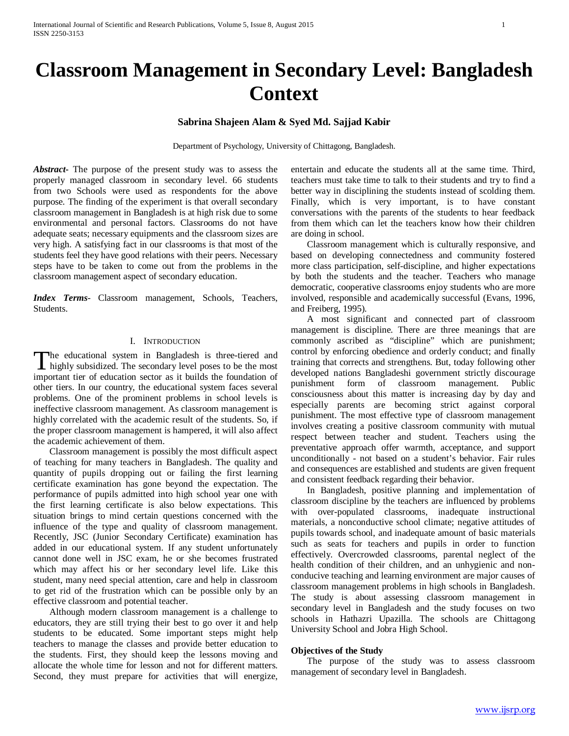# Classroom Management in Secondary Level: Bangladesh Context

**Sabrina Shajeen Alam & Syed Md. Sajjad Kabir**

Department of Psychology, University of Chittagong, Bangladesh.

***Abstract-*** The purpose of the present study was to assess the properly managed classroom in secondary level. 66 students from two Schools were used as respondents for the above purpose. The finding of the experiment is that overall secondary classroom management in Bangladesh is at high risk due to some environmental and personal factors. Classrooms do not have adequate seats; necessary equipments and the classroom sizes are very high. A satisfying fact in our classrooms is that most of the students feel they have good relations with their peers. Necessary steps have to be taken to come out from the problems in the classroom management aspect of secondary education.

***Index Terms-*** Classroom management, Schools, Teachers, Students.

## I. Introduction

The educational system in Bangladesh is three-tiered and highly subsidized. The secondary level poses to be the most important tier of education sector as it builds the foundation of other tiers. In our country, the educational system faces several problems. One of the prominent problems in school levels is ineffective classroom management. As classroom management is highly correlated with the academic result of the students. So, if the proper classroom management is hampered, it will also affect the academic achievement of them.

Classroom management is possibly the most difficult aspect of teaching for many teachers in Bangladesh. The quality and quantity of pupils dropping out or failing the first learning certificate examination has gone beyond the expectation. The performance of pupils admitted into high school year one with the first learning certificate is also below expectations. This situation brings to mind certain questions concerned with the influence of the type and quality of classroom management. Recently, JSC (Junior Secondary Certificate) examination has added in our educational system. If any student unfortunately cannot done well in JSC exam, he or she becomes frustrated which may affect his or her secondary level life. Like this student, many need special attention, care and help in classroom to get rid of the frustration which can be possible only by an effective classroom and potential teacher.

Although modern classroom management is a challenge to educators, they are still trying their best to go over it and help students to be educated. Some important steps might help teachers to manage the classes and provide better education to the students. First, they should keep the lessons moving and allocate the whole time for lesson and not for different matters. Second, they must prepare for activities that will energize, entertain and educate the students all at the same time. Third, teachers must take time to talk to their students and try to find a better way in disciplining the students instead of scolding them. Finally, which is very important, is to have constant conversations with the parents of the students to hear feedback from them which can let the teachers know how their children are doing in school.

Classroom management which is culturally responsive, and based on developing connectedness and community fostered more class participation, self-discipline, and higher expectations by both the students and the teacher. Teachers who manage democratic, cooperative classrooms enjoy students who are more involved, responsible and academically successful (Evans, 1996, and Freiberg, 1995).

A most significant and connected part of classroom management is discipline. There are three meanings that are commonly ascribed as "discipline" which are punishment; control by enforcing obedience and orderly conduct; and finally training that corrects and strengthens. But, today following other developed nations Bangladeshi government strictly discourage punishment form of classroom management. Public consciousness about this matter is increasing day by day and especially parents are becoming strict against corporal punishment. The most effective type of classroom management involves creating a positive classroom community with mutual respect between teacher and student. Teachers using the preventative approach offer warmth, acceptance, and support unconditionally - not based on a student's behavior. Fair rules and consequences are established and students are given frequent and consistent feedback regarding their behavior.

In Bangladesh, positive planning and implementation of classroom discipline by the teachers are influenced by problems with over-populated classrooms, inadequate instructional materials, a nonconductive school climate; negative attitudes of pupils towards school, and inadequate amount of basic materials such as seats for teachers and pupils in order to function effectively. Overcrowded classrooms, parental neglect of the health condition of their children, and an unhygienic and non-conducive teaching and learning environment are major causes of classroom management problems in high schools in Bangladesh. The study is about assessing classroom management in secondary level in Bangladesh and the study focuses on two schools in Hathazri Upazilla. The schools are Chittagong University School and Jobra High School.

### Objectives of the Study

The purpose of the study was to assess classroom management of secondary level in Bangladesh.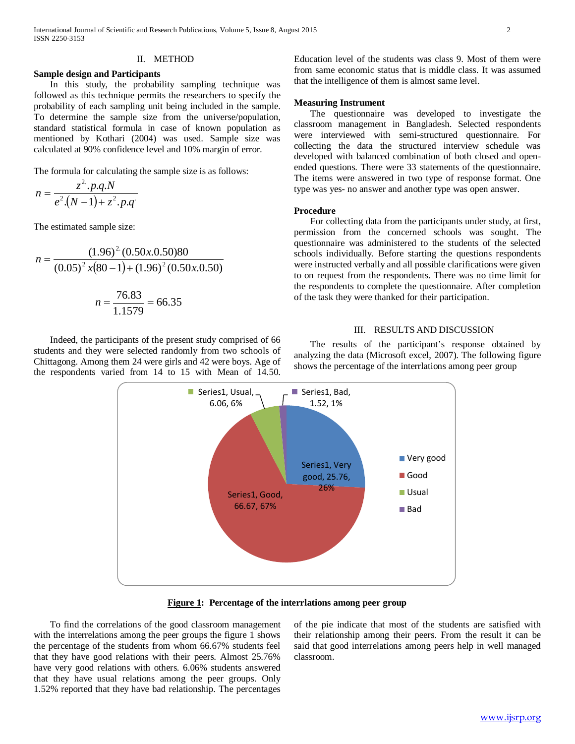## II. METHOD

### Sample design and Participants

In this study, the probability sampling technique was followed as this technique permits the researchers to specify the probability of each sampling unit being included in the sample. To determine the sample size from the universe/population, standard statistical formula in case of known population as mentioned by Kothari (2004) was used. Sample size was calculated at 90% confidence level and 10% margin of error.

The formula for calculating the sample size is as follows:

$$n = \frac{z^{2}.p.q.N}{e^{2}.(N-1) + z^{2}.p.q}$$

The estimated sample size:

$$n = \frac{(1.96)^{2}(0.50x.0.50)80}{(0.05)^{2}x(80-1) + (1.96)^{2}(0.50x.0.50)}$$

$$n = \frac{76.83}{1.1579} = 66.35$$

Indeed, the participants of the present study comprised of 66 students and they were selected randomly from two schools of Chittagong. Among them 24 were girls and 42 were boys. Age of the respondents varied from 14 to 15 with Mean of 14.50. Education level of the students was class 9. Most of them were from same economic status that is middle class. It was assumed that the intelligence of them is almost same level.

### Measuring Instrument

The questionnaire was developed to investigate the classroom management in Bangladesh. Selected respondents were interviewed with semi-structured questionnaire. For collecting the data the structured interview schedule was developed with balanced combination of both closed and open-ended questions. There were 33 statements of the questionnaire. The items were answered in two type of response format. One type was yes- no answer and another type was open answer.

### Procedure

For collecting data from the participants under study, at first, permission from the concerned schools was sought. The questionnaire was administered to the students of the selected schools individually. Before starting the questions respondents were instructed verbally and all possible clarifications were given to on request from the respondents. There was no time limit for the respondents to complete the questionnaire. After completion of the task they were thanked for their participation.

## III. RESULTS AND DISCUSSION

The results of the participant's response obtained by analyzing the data (Microsoft excel, 2007). The following figure shows the percentage of the interrlations among peer group

Series1, Usual, 6.06, 6%
Series1, Bad, 1.52, 1%
Series1, Very good, 25.76, 26%
Series1, Good, 66.67, 67%

Very good
Good
Usual
Bad

**Figure 1: Percentage of the interrlations among peer group**

To find the correlations of the good classroom management with the interrelations among the peer groups the figure 1 shows the percentage of the students from whom 66.67% students feel that they have good relations with their peers. Almost 25.76% have very good relations with others. 6.06% students answered that they have usual relations among the peer groups. Only 1.52% reported that they have bad relationship. The percentages of the pie indicate that most of the students are satisfied with their relationship among their peers. From the result it can be said that good interrelations among peers help in well managed classroom.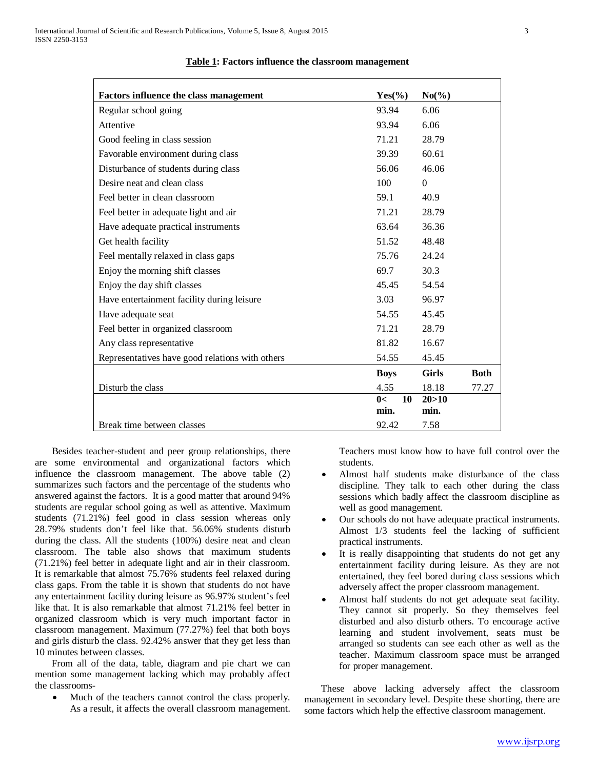**Table 1: Factors influence the classroom management**

| Factors influence the class management | Yes(%) | No(%) | |
|---|---|---|---|
| Regular school going | 93.94 | 6.06 | |
| Attentive | 93.94 | 6.06 | |
| Good feeling in class session | 71.21 | 28.79 | |
| Favorable environment during class | 39.39 | 60.61 | |
| Disturbance of students during class | 56.06 | 46.06 | |
| Desire neat and clean class | 100 | 0 | |
| Feel better in clean classroom | 59.1 | 40.9 | |
| Feel better in adequate light and air | 71.21 | 28.79 | |
| Have adequate practical instruments | 63.64 | 36.36 | |
| Get health facility | 51.52 | 48.48 | |
| Feel mentally relaxed in class gaps | 75.76 | 24.24 | |
| Enjoy the morning shift classes | 69.7 | 30.3 | |
| Enjoy the day shift classes | 45.45 | 54.54 | |
| Have entertainment facility during leisure | 3.03 | 96.97 | |
| Have adequate seat | 54.55 | 45.45 | |
| Feel better in organized classroom | 71.21 | 28.79 | |
| Any class representative | 81.82 | 16.67 | |
| Representatives have good relations with others | 54.55 | 45.45 | |
| | **Boys** | **Girls** | **Both** |
| Disturb the class | 4.55 | 18.18 | 77.27 |
| | **0< 10 min.** | **20>10 min.** | |
| Break time between classes | 92.42 | 7.58 | |

Besides teacher-student and peer group relationships, there are some environmental and organizational factors which influence the classroom management. The above table (2) summarizes such factors and the percentage of the students who answered against the factors. It is a good matter that around 94% students are regular school going as well as attentive. Maximum students (71.21%) feel good in class session whereas only 28.79% students don't feel like that. 56.06% students disturb during the class. All the students (100%) desire neat and clean classroom. The table also shows that maximum students (71.21%) feel better in adequate light and air in their classroom. It is remarkable that almost 75.76% students feel relaxed during class gaps. From the table it is shown that students do not have any entertainment facility during leisure as 96.97% student's feel like that. It is also remarkable that almost 71.21% feel better in organized classroom which is very much important factor in classroom management. Maximum (77.27%) feel that both boys and girls disturb the class. 92.42% answer that they get less than 10 minutes between classes.

From all of the data, table, diagram and pie chart we can mention some management lacking which may probably affect the classrooms-

- Much of the teachers cannot control the class properly. As a result, it affects the overall classroom management. Teachers must know how to have full control over the students.
- Almost half students make disturbance of the class discipline. They talk to each other during the class sessions which badly affect the classroom discipline as well as good management.
- Our schools do not have adequate practical instruments. Almost 1/3 students feel the lacking of sufficient practical instruments.
- It is really disappointing that students do not get any entertainment facility during leisure. As they are not entertained, they feel bored during class sessions which adversely affect the proper classroom management.
- Almost half students do not get adequate seat facility. They cannot sit properly. So they themselves feel disturbed and also disturb others. To encourage active learning and student involvement, seats must be arranged so students can see each other as well as the teacher. Maximum classroom space must be arranged for proper management.

These above lacking adversely affect the classroom management in secondary level. Despite these shorting, there are some factors which help the effective classroom management.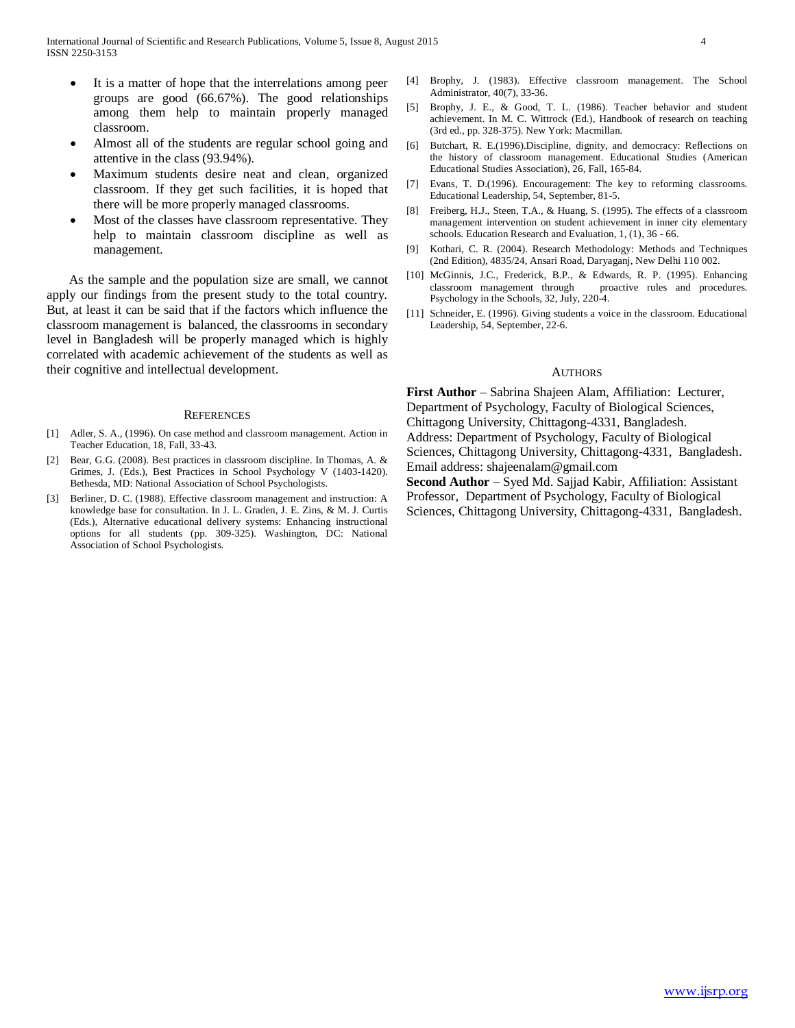- It is a matter of hope that the interrelations among peer groups are good (66.67%). The good relationships among them help to maintain properly managed classroom.
- Almost all of the students are regular school going and attentive in the class (93.94%).
- Maximum students desire neat and clean, organized classroom. If they get such facilities, it is hoped that there will be more properly managed classrooms.
- Most of the classes have classroom representative. They help to maintain classroom discipline as well as management.

As the sample and the population size are small, we cannot apply our findings from the present study to the total country. But, at least it can be said that if the factors which influence the classroom management is balanced, the classrooms in secondary level in Bangladesh will be properly managed which is highly correlated with academic achievement of the students as well as their cognitive and intellectual development.

## References

[1] Adler, S. A., (1996). On case method and classroom management. Action in Teacher Education, 18, Fall, 33-43.

[2] Bear, G.G. (2008). Best practices in classroom discipline. In Thomas, A. & Grimes, J. (Eds.), Best Practices in School Psychology V (1403-1420). Bethesda, MD: National Association of School Psychologists.

[3] Berliner, D. C. (1988). Effective classroom management and instruction: A knowledge base for consultation. In J. L. Graden, J. E. Zins, & M. J. Curtis (Eds.), Alternative educational delivery systems: Enhancing instructional options for all students (pp. 309-325). Washington, DC: National Association of School Psychologists.

[4] Brophy, J. (1983). Effective classroom management. The School Administrator, 40(7), 33-36.

[5] Brophy, J. E., & Good, T. L. (1986). Teacher behavior and student achievement. In M. C. Wittrock (Ed.), Handbook of research on teaching (3rd ed., pp. 328-375). New York: Macmillan.

[6] Butchart, R. E.(1996).Discipline, dignity, and democracy: Reflections on the history of classroom management. Educational Studies (American Educational Studies Association), 26, Fall, 165-84.

[7] Evans, T. D.(1996). Encouragement: The key to reforming classrooms. Educational Leadership, 54, September, 81-5.

[8] Freiberg, H.J., Steen, T.A., & Huang, S. (1995). The effects of a classroom management intervention on student achievement in inner city elementary schools. Education Research and Evaluation, 1, (1), 36 - 66.

[9] Kothari, C. R. (2004). Research Methodology: Methods and Techniques (2nd Edition), 4835/24, Ansari Road, Daryaganj, New Delhi 110 002.

[10] McGinnis, J.C., Frederick, B.P., & Edwards, R. P. (1995). Enhancing classroom management through proactive rules and procedures. Psychology in the Schools, 32, July, 220-4.

[11] Schneider, E. (1996). Giving students a voice in the classroom. Educational Leadership, 54, September, 22-6.

## Authors

**First Author** – Sabrina Shajeen Alam, Affiliation: Lecturer, Department of Psychology, Faculty of Biological Sciences, Chittagong University, Chittagong-4331, Bangladesh. Address: Department of Psychology, Faculty of Biological Sciences, Chittagong University, Chittagong-4331, Bangladesh. Email address: shajeenalam@gmail.com

**Second Author** – Syed Md. Sajjad Kabir, Affiliation: Assistant Professor, Department of Psychology, Faculty of Biological Sciences, Chittagong University, Chittagong-4331, Bangladesh.